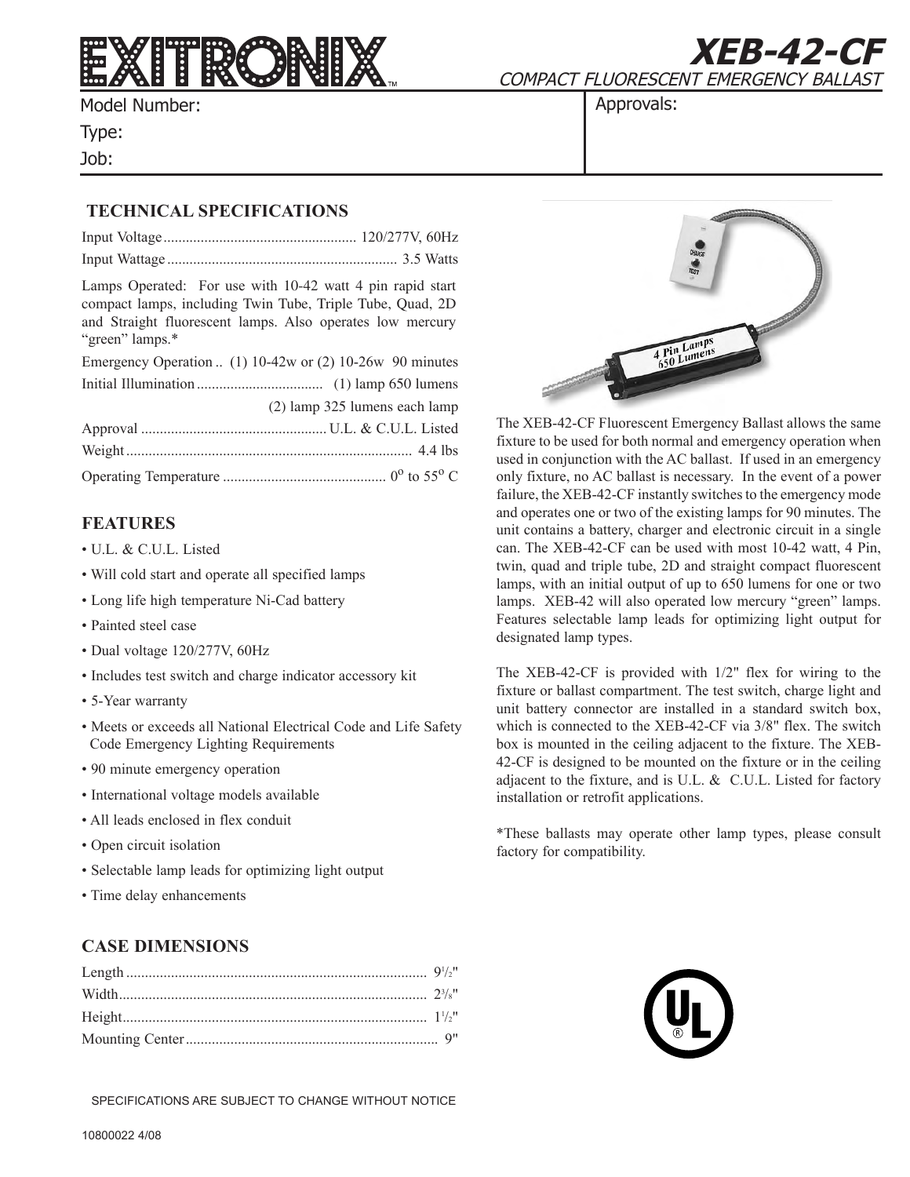# EXITRONIX

## XEB-42-CF

COMPACT FLUORESCENT EMERGENCY BALLAST

Model Number:

Type:

Job:

Approvals:

### TECHNICAL SPECIFICATIONS

Input Voltage .................................................... 120/277V, 60Hz

Input Wattage .............................................................. 3.5 Watts

Lamps Operated: For use with 10-42 watt 4 pin rapid start compact lamps, including Twin Tube, Triple Tube, Quad, 2D and Straight fluorescent lamps. Also operates low mercury "green" lamps.*

Emergency Operation .. (1) 10-42w or (2) 10-26w 90 minutes

Initial Illumination .................................. (1) lamp 650 lumens

(2) lamp 325 lumens each lamp

Approval .................................................. U.L. & C.U.L. Listed

Weight ............................................................................. 4.4 lbs

Operating Temperature ............................................ 0° to 55° C

### FEATURES

- U.L. & C.U.L. Listed
- Will cold start and operate all specified lamps
- Long life high temperature Ni-Cad battery
- Painted steel case
- Dual voltage 120/277V, 60Hz
- Includes test switch and charge indicator accessory kit
- 5-Year warranty
- Meets or exceeds all National Electrical Code and Life Safety Code Emergency Lighting Requirements
- 90 minute emergency operation
- International voltage models available
- All leads enclosed in flex conduit
- Open circuit isolation
- Selectable lamp leads for optimizing light output
- Time delay enhancements

### CASE DIMENSIONS

Length ................................................................................. 9 1/2"

Width .................................................................................. 2 3/8"

Height .................................................................................. 1 1/2"

Mounting Center .................................................................... 9"

The XEB-42-CF Fluorescent Emergency Ballast allows the same fixture to be used for both normal and emergency operation when used in conjunction with the AC ballast. If used in an emergency only fixture, no AC ballast is necessary. In the event of a power failure, the XEB-42-CF instantly switches to the emergency mode and operates one or two of the existing lamps for 90 minutes. The unit contains a battery, charger and electronic circuit in a single can. The XEB-42-CF can be used with most 10-42 watt, 4 Pin, twin, quad and triple tube, 2D and straight compact fluorescent lamps, with an initial output of up to 650 lumens for one or two lamps. XEB-42 will also operated low mercury "green" lamps. Features selectable lamp leads for optimizing light output for designated lamp types.

The XEB-42-CF is provided with 1/2" flex for wiring to the fixture or ballast compartment. The test switch, charge light and unit battery connector are installed in a standard switch box, which is connected to the XEB-42-CF via 3/8" flex. The switch box is mounted in the ceiling adjacent to the fixture. The XEB-42-CF is designed to be mounted on the fixture or in the ceiling adjacent to the fixture, and is U.L. & C.U.L. Listed for factory installation or retrofit applications.

*These ballasts may operate other lamp types, please consult factory for compatibility.

SPECIFICATIONS ARE SUBJECT TO CHANGE WITHOUT NOTICE

10800022 4/08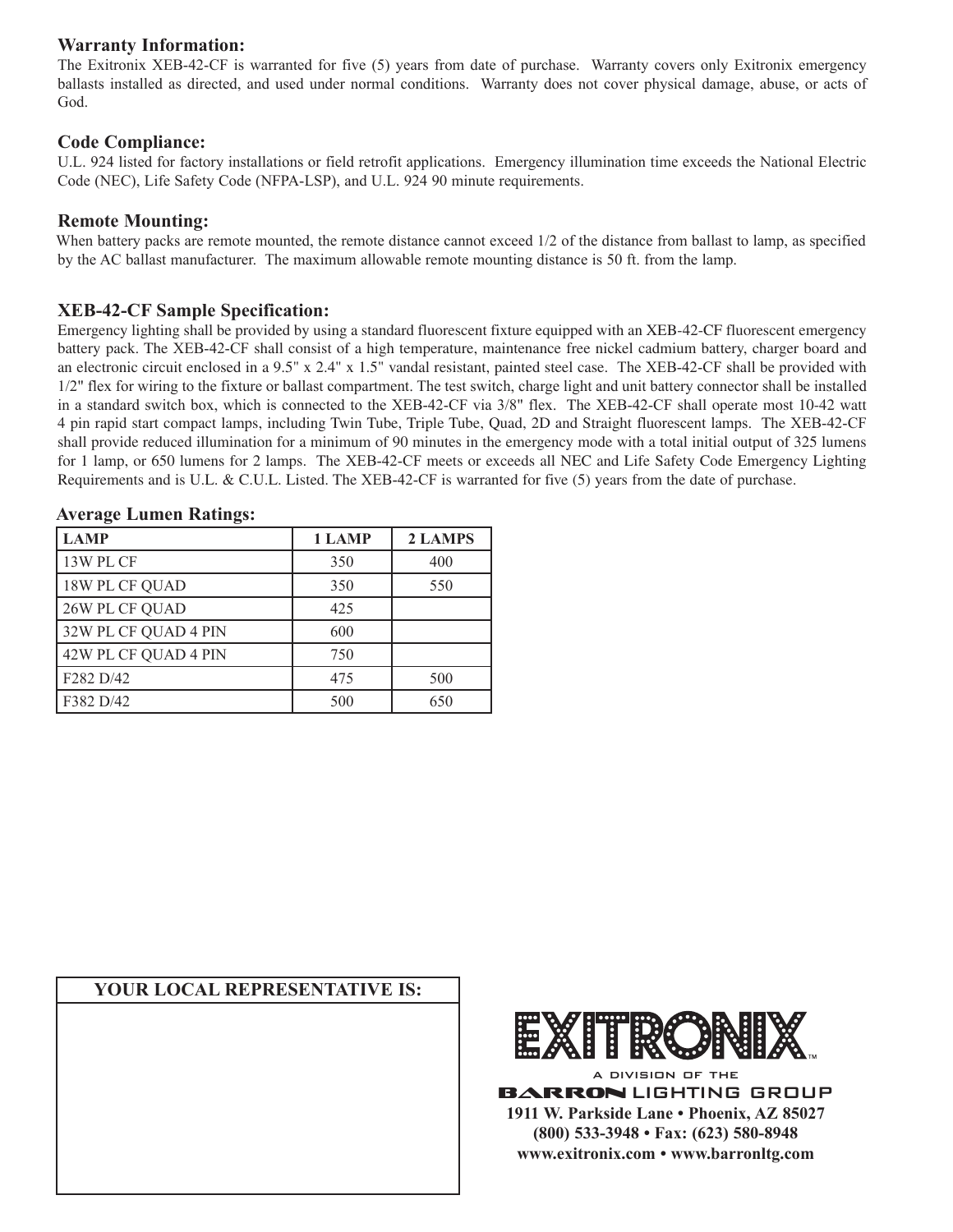## Warranty Information:

The Exitronix XEB-42-CF is warranted for five (5) years from date of purchase. Warranty covers only Exitronix emergency ballasts installed as directed, and used under normal conditions. Warranty does not cover physical damage, abuse, or acts of God.

## Code Compliance:

U.L. 924 listed for factory installations or field retrofit applications. Emergency illumination time exceeds the National Electric Code (NEC), Life Safety Code (NFPA-LSP), and U.L. 924 90 minute requirements.

## Remote Mounting:

When battery packs are remote mounted, the remote distance cannot exceed 1/2 of the distance from ballast to lamp, as specified by the AC ballast manufacturer. The maximum allowable remote mounting distance is 50 ft. from the lamp.

## XEB-42-CF Sample Specification:

Emergency lighting shall be provided by using a standard fluorescent fixture equipped with an XEB-42-CF fluorescent emergency battery pack. The XEB-42-CF shall consist of a high temperature, maintenance free nickel cadmium battery, charger board and an electronic circuit enclosed in a 9.5" x 2.4" x 1.5" vandal resistant, painted steel case. The XEB-42-CF shall be provided with 1/2" flex for wiring to the fixture or ballast compartment. The test switch, charge light and unit battery connector shall be installed in a standard switch box, which is connected to the XEB-42-CF via 3/8" flex. The XEB-42-CF shall operate most 10-42 watt 4 pin rapid start compact lamps, including Twin Tube, Triple Tube, Quad, 2D and Straight fluorescent lamps. The XEB-42-CF shall provide reduced illumination for a minimum of 90 minutes in the emergency mode with a total initial output of 325 lumens for 1 lamp, or 650 lumens for 2 lamps. The XEB-42-CF meets or exceeds all NEC and Life Safety Code Emergency Lighting Requirements and is U.L. & C.U.L. Listed. The XEB-42-CF is warranted for five (5) years from the date of purchase.

## Average Lumen Ratings:

| LAMP | 1 LAMP | 2 LAMPS |
|---|---|---|
| 13W PL CF | 350 | 400 |
| 18W PL CF QUAD | 350 | 550 |
| 26W PL CF QUAD | 425 | |
| 32W PL CF QUAD 4 PIN | 600 | |
| 42W PL CF QUAD 4 PIN | 750 | |
| F282 D/42 | 475 | 500 |
| F382 D/42 | 500 | 650 |

| YOUR LOCAL REPRESENTATIVE IS: |
|---|
| |

EXITRONIX™

A DIVISION OF THE BARRON LIGHTING GROUP

**1911 W. Parkside Lane • Phoenix, AZ 85027**
**(800) 533-3948 • Fax: (623) 580-8948**
**www.exitronix.com • www.barronltg.com**